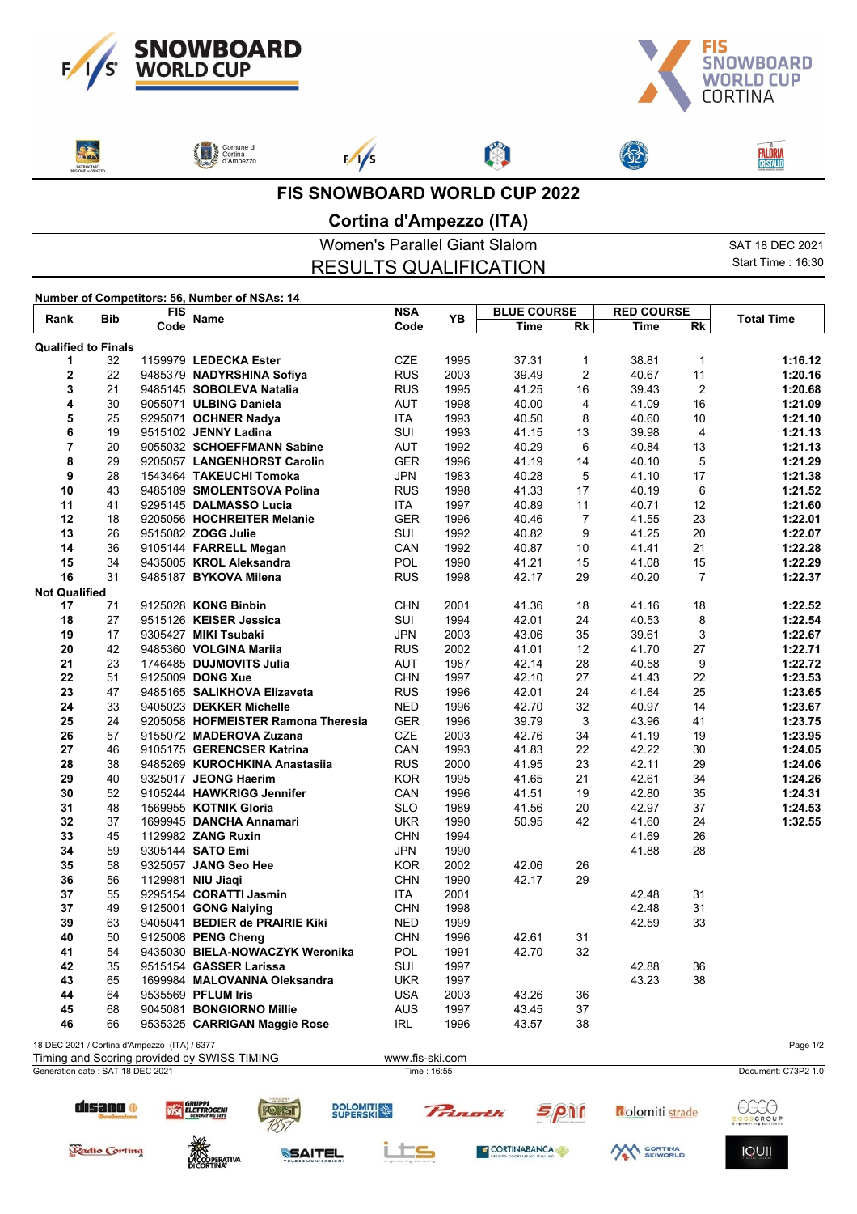# FIS SNOWBOARD WORLD CUP 2022

## Cortina d'Ampezzo (ITA)

### Women's Parallel Giant Slalom

### RESULTS QUALIFICATION

SAT 18 DEC 2021
Start Time : 16:30

**Number of Competitors: 56, Number of NSAs: 14**

| Rank | Bib | FIS Code | Name | NSA Code | YB | BLUE COURSE Time | BLUE COURSE Rk | RED COURSE Time | RED COURSE Rk | Total Time |
|---|---|---|---|---|---|---|---|---|---|---|
| **Qualified to Finals** | | | | | | | | | | |
| 1 | 32 | 1159979 | **LEDECKA Ester** | CZE | 1995 | 37.31 | 1 | 38.81 | 1 | **1:16.12** |
| 2 | 22 | 9485379 | **NADYRSHINA Sofiya** | RUS | 2003 | 39.49 | 2 | 40.67 | 11 | **1:20.16** |
| 3 | 21 | 9485145 | **SOBOLEVA Natalia** | RUS | 1995 | 41.25 | 16 | 39.43 | 2 | **1:20.68** |
| 4 | 30 | 9055071 | **ULBING Daniela** | AUT | 1998 | 40.00 | 4 | 41.09 | 16 | **1:21.09** |
| 5 | 25 | 9295071 | **OCHNER Nadya** | ITA | 1993 | 40.50 | 8 | 40.60 | 10 | **1:21.10** |
| 6 | 19 | 9515102 | **JENNY Ladina** | SUI | 1993 | 41.15 | 13 | 39.98 | 4 | **1:21.13** |
| 7 | 20 | 9055032 | **SCHOEFFMANN Sabine** | AUT | 1992 | 40.29 | 6 | 40.84 | 13 | **1:21.13** |
| 8 | 29 | 9205057 | **LANGENHORST Carolin** | GER | 1996 | 41.19 | 14 | 40.10 | 5 | **1:21.29** |
| 9 | 28 | 1543464 | **TAKEUCHI Tomoka** | JPN | 1983 | 40.28 | 5 | 41.10 | 17 | **1:21.38** |
| 10 | 43 | 9485189 | **SMOLENTSOVA Polina** | RUS | 1998 | 41.33 | 17 | 40.19 | 6 | **1:21.52** |
| 11 | 41 | 9295145 | **DALMASSO Lucia** | ITA | 1997 | 40.89 | 11 | 40.71 | 12 | **1:21.60** |
| 12 | 18 | 9205056 | **HOCHREITER Melanie** | GER | 1996 | 40.46 | 7 | 41.55 | 23 | **1:22.01** |
| 13 | 26 | 9515082 | **ZOGG Julie** | SUI | 1992 | 40.82 | 9 | 41.25 | 20 | **1:22.07** |
| 14 | 36 | 9105144 | **FARRELL Megan** | CAN | 1992 | 40.87 | 10 | 41.41 | 21 | **1:22.28** |
| 15 | 34 | 9435005 | **KROL Aleksandra** | POL | 1990 | 41.21 | 15 | 41.08 | 15 | **1:22.29** |
| 16 | 31 | 9485187 | **BYKOVA Milena** | RUS | 1998 | 42.17 | 29 | 40.20 | 7 | **1:22.37** |
| **Not Qualified** | | | | | | | | | | |
| 17 | 71 | 9125028 | **KONG Binbin** | CHN | 2001 | 41.36 | 18 | 41.16 | 18 | **1:22.52** |
| 18 | 27 | 9515126 | **KEISER Jessica** | SUI | 1994 | 42.01 | 24 | 40.53 | 8 | **1:22.54** |
| 19 | 17 | 9305427 | **MIKI Tsubaki** | JPN | 2003 | 43.06 | 35 | 39.61 | 3 | **1:22.67** |
| 20 | 42 | 9485360 | **VOLGINA Mariia** | RUS | 2002 | 41.01 | 12 | 41.70 | 27 | **1:22.71** |
| 21 | 23 | 1746485 | **DUJMOVITS Julia** | AUT | 1987 | 42.14 | 28 | 40.58 | 9 | **1:22.72** |
| 22 | 51 | 9125009 | **DONG Xue** | CHN | 1997 | 42.10 | 27 | 41.43 | 22 | **1:23.53** |
| 23 | 47 | 9485165 | **SALIKHOVA Elizaveta** | RUS | 1996 | 42.01 | 24 | 41.64 | 25 | **1:23.65** |
| 24 | 33 | 9405023 | **DEKKER Michelle** | NED | 1996 | 42.70 | 32 | 40.97 | 14 | **1:23.67** |
| 25 | 24 | 9205058 | **HOFMEISTER Ramona Theresia** | GER | 1996 | 39.79 | 3 | 43.96 | 41 | **1:23.75** |
| 26 | 57 | 9155072 | **MADEROVA Zuzana** | CZE | 2003 | 42.76 | 34 | 41.19 | 19 | **1:23.95** |
| 27 | 46 | 9105175 | **GERENCSER Katrina** | CAN | 1993 | 41.83 | 22 | 42.22 | 30 | **1:24.05** |
| 28 | 38 | 9485269 | **KUROCHKINA Anastasiia** | RUS | 2000 | 41.95 | 23 | 42.11 | 29 | **1:24.06** |
| 29 | 40 | 9325017 | **JEONG Haerim** | KOR | 1995 | 41.65 | 21 | 42.61 | 34 | **1:24.26** |
| 30 | 52 | 9105244 | **HAWKRIGG Jennifer** | CAN | 1996 | 41.51 | 19 | 42.80 | 35 | **1:24.31** |
| 31 | 48 | 1569955 | **KOTNIK Gloria** | SLO | 1989 | 41.56 | 20 | 42.97 | 37 | **1:24.53** |
| 32 | 37 | 1699945 | **DANCHA Annamari** | UKR | 1990 | 50.95 | 42 | 41.60 | 24 | **1:32.55** |
| 33 | 45 | 1129982 | **ZANG Ruxin** | CHN | 1994 | | | 41.69 | 26 | |
| 34 | 59 | 9305144 | **SATO Emi** | JPN | 1990 | | | 41.88 | 28 | |
| 35 | 58 | 9325057 | **JANG Seo Hee** | KOR | 2002 | 42.06 | 26 | | | |
| 36 | 56 | 1129981 | **NIU Jiaqi** | CHN | 1990 | 42.17 | 29 | | | |
| 37 | 55 | 9295154 | **CORATTI Jasmin** | ITA | 2001 | | | 42.48 | 31 | |
| 37 | 49 | 9125001 | **GONG Naiying** | CHN | 1998 | | | 42.48 | 31 | |
| 39 | 63 | 9405041 | **BEDIER de PRAIRIE Kiki** | NED | 1999 | | | 42.59 | 33 | |
| 40 | 50 | 9125008 | **PENG Cheng** | CHN | 1996 | 42.61 | 31 | | | |
| 41 | 54 | 9435030 | **BIELA-NOWACZYK Weronika** | POL | 1991 | 42.70 | 32 | | | |
| 42 | 35 | 9515154 | **GASSER Larissa** | SUI | 1997 | | | 42.88 | 36 | |
| 43 | 65 | 1699984 | **MALOVANNA Oleksandra** | UKR | 1997 | | | 43.23 | 38 | |
| 44 | 64 | 9535569 | **PFLUM Iris** | USA | 2003 | 43.26 | 36 | | | |
| 45 | 68 | 9045081 | **BONGIORNO Millie** | AUS | 1997 | 43.45 | 37 | | | |
| 46 | 66 | 9535325 | **CARRIGAN Maggie Rose** | IRL | 1996 | 43.57 | 38 | | | |

18 DEC 2021 / Cortina d'Ampezzo (ITA) / 6377

Timing and Scoring provided by SWISS TIMING — www.fis-ski.com

Generation date : SAT 18 DEC 2021 — Time : 16:55 — Document: C73P2 1.0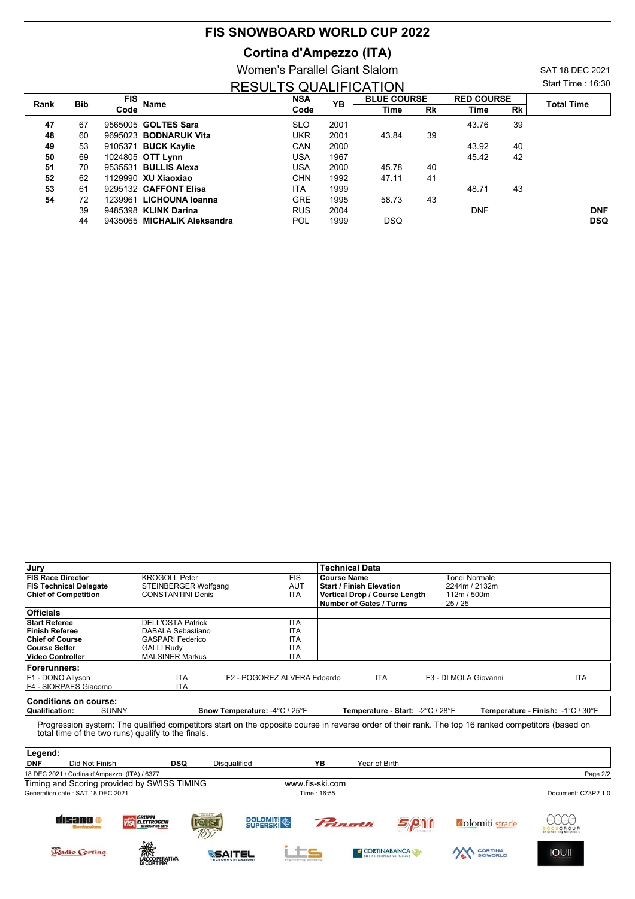# FIS SNOWBOARD WORLD CUP 2022

## Cortina d'Ampezzo (ITA)

### Women's Parallel Giant Slalom

### RESULTS QUALIFICATION

SAT 18 DEC 2021
Start Time : 16:30

| Rank | Bib | FIS Code | Name | NSA Code | YB | BLUE COURSE Time | BLUE COURSE Rk | RED COURSE Time | RED COURSE Rk | Total Time |
|---|---|---|---|---|---|---|---|---|---|---|
| 47 | 67 | 9565005 | **GOLTES Sara** | SLO | 2001 | | | 43.76 | 39 | |
| 48 | 60 | 9695023 | **BODNARUK Vita** | UKR | 2001 | 43.84 | 39 | | | |
| 49 | 53 | 9105371 | **BUCK Kaylie** | CAN | 2000 | | | 43.92 | 40 | |
| 50 | 69 | 1024805 | **OTT Lynn** | USA | 1967 | | | 45.42 | 42 | |
| 51 | 70 | 9535531 | **BULLIS Alexa** | USA | 2000 | 45.78 | 40 | | | |
| 52 | 62 | 1129990 | **XU Xiaoxiao** | CHN | 1992 | 47.11 | 41 | | | |
| 53 | 61 | 9295132 | **CAFFONT Elisa** | ITA | 1999 | | | 48.71 | 43 | |
| 54 | 72 | 1239961 | **LICHOUNA Ioanna** | GRE | 1995 | 58.73 | 43 | | | |
| | 39 | 9485398 | **KLINK Darina** | RUS | 2004 | | | DNF | | **DNF** |
| | 44 | 9435065 | **MICHALIK Aleksandra** | POL | 1999 | DSQ | | | | **DSQ** |

| Jury | | |
|---|---|---|
| **FIS Race Director** | KROGOLL Peter | FIS |
| **FIS Technical Delegate** | STEINBERGER Wolfgang | AUT |
| **Chief of Competition** | CONSTANTINI Denis | ITA |

| Technical Data | |
|---|---|
| **Course Name** | Tondi Normale |
| **Start / Finish Elevation** | 2244m / 2132m |
| **Vertical Drop / Course Length** | 112m / 500m |
| **Number of Gates / Turns** | 25 / 25 |

| Officials | | |
|---|---|---|
| **Start Referee** | DELL'OSTA Patrick | ITA |
| **Finish Referee** | DABALA Sebastiano | ITA |
| **Chief of Course** | GASPARI Federico | ITA |
| **Course Setter** | GALLI Rudy | ITA |
| **Video Controller** | MALSINER Markus | ITA |

**Forerunners:**
F1 - DONO Allyson ITA; F2 - POGOREZ ALVERA Edoardo ITA; F3 - DI MOLA Giovanni ITA; F4 - SIORPAES Giacomo ITA

**Conditions on course:**
**Qualification:** SUNNY — **Snow Temperature:** -4°C / 25°F — **Temperature - Start:** -2°C / 28°F — **Temperature - Finish:** -1°C / 30°F

Progression system: The qualified competitors start on the opposite course in reverse order of their rank. The top 16 ranked competitors (based on total time of the two runs) qualify to the finals.

**Legend:**
**DNF** Did Not Finish — **DSQ** Disqualified — **YB** Year of Birth

18 DEC 2021 / Cortina d'Ampezzo (ITA) / 6377
Timing and Scoring provided by SWISS TIMING — www.fis-ski.com
Generation date : SAT 18 DEC 2021 — Time : 16:55 — Document: C73P2 1.0